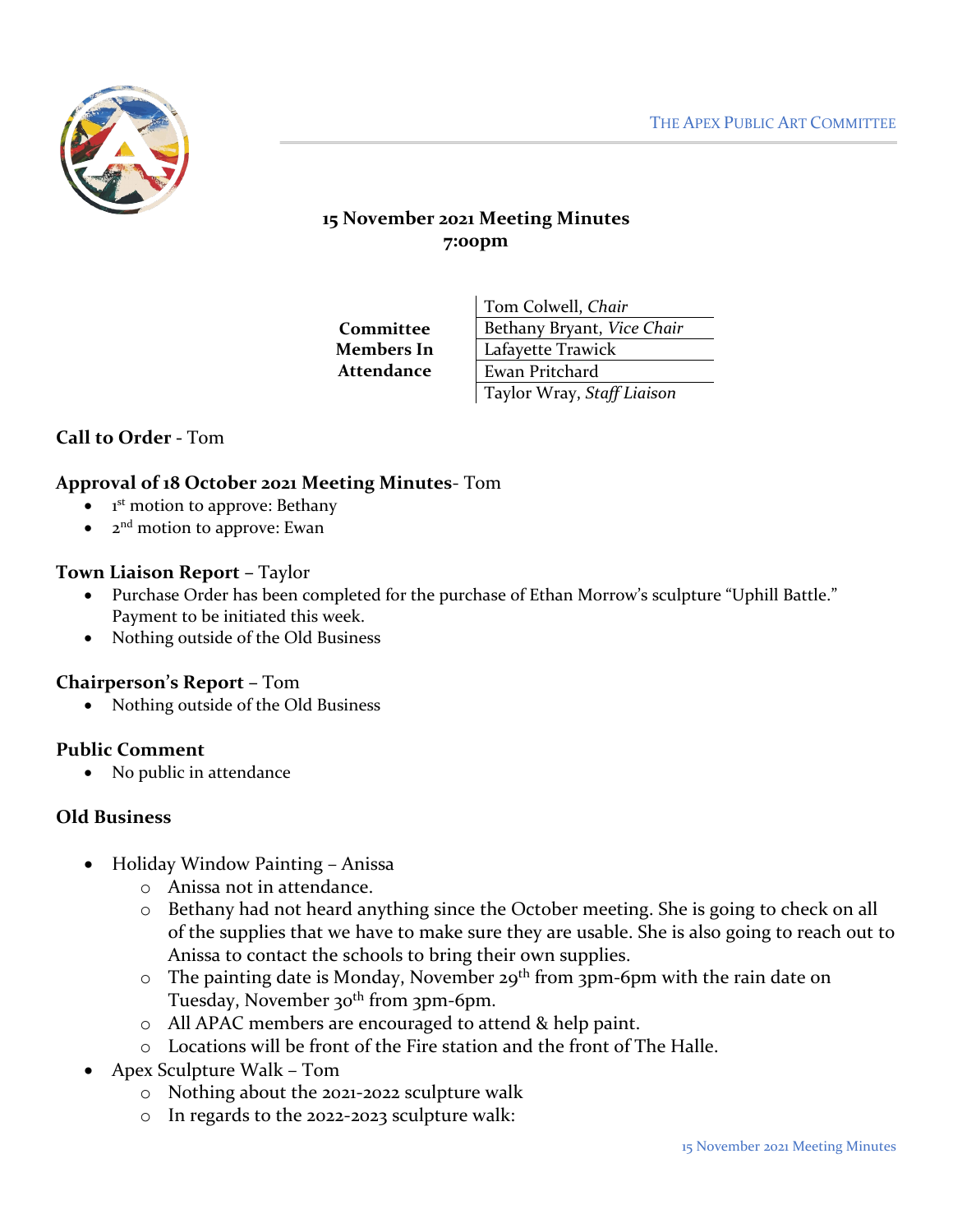THE APEX PUBLIC ART COMMITTEE

# 15 November 2021 Meeting Minutes
**7:00pm**

| Committee Members In Attendance | |
|---|---|
| | Tom Colwell, *Chair* |
| | Bethany Bryant, *Vice Chair* |
| | Lafayette Trawick |
| | Ewan Pritchard |
| | Taylor Wray, *Staff Liaison* |

**Call to Order** - Tom

**Approval of 18 October 2021 Meeting Minutes**- Tom

- 1st motion to approve: Bethany
- 2nd motion to approve: Ewan

**Town Liaison Report** – Taylor

- Purchase Order has been completed for the purchase of Ethan Morrow's sculpture "Uphill Battle." Payment to be initiated this week.
- Nothing outside of the Old Business

**Chairperson's Report** – Tom

- Nothing outside of the Old Business

**Public Comment**

- No public in attendance

**Old Business**

- Holiday Window Painting – Anissa
  - Anissa not in attendance.
  - Bethany had not heard anything since the October meeting. She is going to check on all of the supplies that we have to make sure they are usable. She is also going to reach out to Anissa to contact the schools to bring their own supplies.
  - The painting date is Monday, November 29th from 3pm-6pm with the rain date on Tuesday, November 30th from 3pm-6pm.
  - All APAC members are encouraged to attend & help paint.
  - Locations will be front of the Fire station and the front of The Halle.
- Apex Sculpture Walk – Tom
  - Nothing about the 2021-2022 sculpture walk
  - In regards to the 2022-2023 sculpture walk: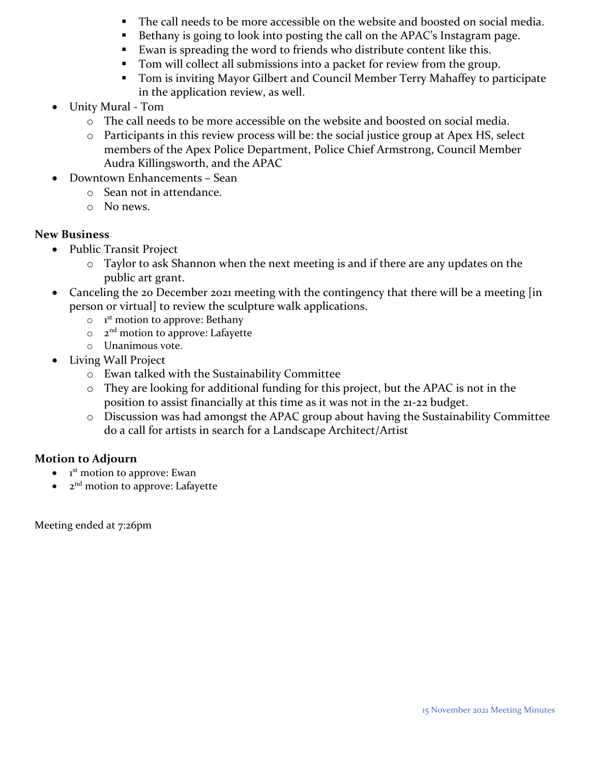- The call needs to be more accessible on the website and boosted on social media.
    - Bethany is going to look into posting the call on the APAC's Instagram page.
    - Ewan is spreading the word to friends who distribute content like this.
    - Tom will collect all submissions into a packet for review from the group.
    - Tom is inviting Mayor Gilbert and Council Member Terry Mahaffey to participate in the application review, as well.
- Unity Mural - Tom
  - The call needs to be more accessible on the website and boosted on social media.
  - Participants in this review process will be: the social justice group at Apex HS, select members of the Apex Police Department, Police Chief Armstrong, Council Member Audra Killingsworth, and the APAC
- Downtown Enhancements – Sean
  - Sean not in attendance.
  - No news.

**New Business**

- Public Transit Project
  - Taylor to ask Shannon when the next meeting is and if there are any updates on the public art grant.
- Canceling the 20 December 2021 meeting with the contingency that there will be a meeting [in person or virtual] to review the sculpture walk applications.
  - 1st motion to approve: Bethany
  - 2nd motion to approve: Lafayette
  - Unanimous vote.
- Living Wall Project
  - Ewan talked with the Sustainability Committee
  - They are looking for additional funding for this project, but the APAC is not in the position to assist financially at this time as it was not in the 21-22 budget.
  - Discussion was had amongst the APAC group about having the Sustainability Committee do a call for artists in search for a Landscape Architect/Artist

**Motion to Adjourn**

- 1st motion to approve: Ewan
- 2nd motion to approve: Lafayette

Meeting ended at 7:26pm